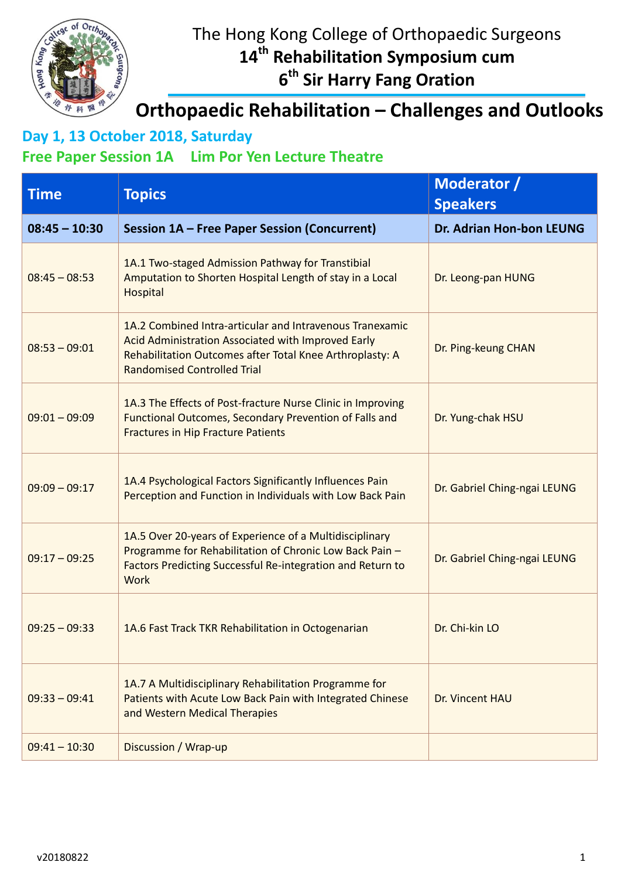# The Hong Kong College of Orthopaedic Surgeons

## 14th Rehabilitation Symposium cum 6th Sir Harry Fang Oration

# Orthopaedic Rehabilitation – Challenges and Outlooks

### Day 1, 13 October 2018, Saturday

### Free Paper Session 1A    Lim Por Yen Lecture Theatre

| Time | Topics | Moderator / Speakers |
|---|---|---|
| **08:45 – 10:30** | **Session 1A – Free Paper Session (Concurrent)** | **Dr. Adrian Hon-bon LEUNG** |
| 08:45 – 08:53 | 1A.1 Two-staged Admission Pathway for Transtibial Amputation to Shorten Hospital Length of stay in a Local Hospital | Dr. Leong-pan HUNG |
| 08:53 – 09:01 | 1A.2 Combined Intra-articular and Intravenous Tranexamic Acid Administration Associated with Improved Early Rehabilitation Outcomes after Total Knee Arthroplasty: A Randomised Controlled Trial | Dr. Ping-keung CHAN |
| 09:01 – 09:09 | 1A.3 The Effects of Post-fracture Nurse Clinic in Improving Functional Outcomes, Secondary Prevention of Falls and Fractures in Hip Fracture Patients | Dr. Yung-chak HSU |
| 09:09 – 09:17 | 1A.4 Psychological Factors Significantly Influences Pain Perception and Function in Individuals with Low Back Pain | Dr. Gabriel Ching-ngai LEUNG |
| 09:17 – 09:25 | 1A.5 Over 20-years of Experience of a Multidisciplinary Programme for Rehabilitation of Chronic Low Back Pain – Factors Predicting Successful Re-integration and Return to Work | Dr. Gabriel Ching-ngai LEUNG |
| 09:25 – 09:33 | 1A.6 Fast Track TKR Rehabilitation in Octogenarian | Dr. Chi-kin LO |
| 09:33 – 09:41 | 1A.7 A Multidisciplinary Rehabilitation Programme for Patients with Acute Low Back Pain with Integrated Chinese and Western Medical Therapies | Dr. Vincent HAU |
| 09:41 – 10:30 | Discussion / Wrap-up | |

v20180822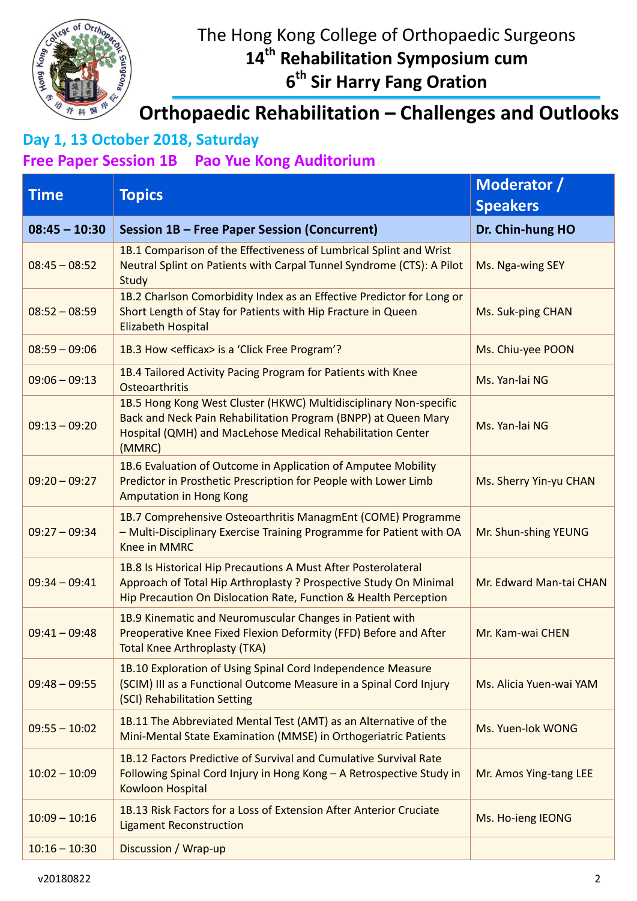# The Hong Kong College of Orthopaedic Surgeons
## 14th Rehabilitation Symposium cum 6th Sir Harry Fang Oration

## Orthopaedic Rehabilitation – Challenges and Outlooks

### Day 1, 13 October 2018, Saturday

### Free Paper Session 1B Pao Yue Kong Auditorium

| Time | Topics | Moderator / Speakers |
|---|---|---|
| **08:45 – 10:30** | **Session 1B – Free Paper Session (Concurrent)** | **Dr. Chin-hung HO** |
| 08:45 – 08:52 | 1B.1 Comparison of the Effectiveness of Lumbrical Splint and Wrist Neutral Splint on Patients with Carpal Tunnel Syndrome (CTS): A Pilot Study | Ms. Nga-wing SEY |
| 08:52 – 08:59 | 1B.2 Charlson Comorbidity Index as an Effective Predictor for Long or Short Length of Stay for Patients with Hip Fracture in Queen Elizabeth Hospital | Ms. Suk-ping CHAN |
| 08:59 – 09:06 | 1B.3 How <efficax> is a 'Click Free Program'? | Ms. Chiu-yee POON |
| 09:06 – 09:13 | 1B.4 Tailored Activity Pacing Program for Patients with Knee Osteoarthritis | Ms. Yan-lai NG |
| 09:13 – 09:20 | 1B.5 Hong Kong West Cluster (HKWC) Multidisciplinary Non-specific Back and Neck Pain Rehabilitation Program (BNPP) at Queen Mary Hospital (QMH) and MacLehose Medical Rehabilitation Center (MMRC) | Ms. Yan-lai NG |
| 09:20 – 09:27 | 1B.6 Evaluation of Outcome in Application of Amputee Mobility Predictor in Prosthetic Prescription for People with Lower Limb Amputation in Hong Kong | Ms. Sherry Yin-yu CHAN |
| 09:27 – 09:34 | 1B.7 Comprehensive Osteoarthritis ManagmEnt (COME) Programme – Multi-Disciplinary Exercise Training Programme for Patient with OA Knee in MMRC | Mr. Shun-shing YEUNG |
| 09:34 – 09:41 | 1B.8 Is Historical Hip Precautions A Must After Posterolateral Approach of Total Hip Arthroplasty ? Prospective Study On Minimal Hip Precaution On Dislocation Rate, Function & Health Perception | Mr. Edward Man-tai CHAN |
| 09:41 – 09:48 | 1B.9 Kinematic and Neuromuscular Changes in Patient with Preoperative Knee Fixed Flexion Deformity (FFD) Before and After Total Knee Arthroplasty (TKA) | Mr. Kam-wai CHEN |
| 09:48 – 09:55 | 1B.10 Exploration of Using Spinal Cord Independence Measure (SCIM) III as a Functional Outcome Measure in a Spinal Cord Injury (SCI) Rehabilitation Setting | Ms. Alicia Yuen-wai YAM |
| 09:55 – 10:02 | 1B.11 The Abbreviated Mental Test (AMT) as an Alternative of the Mini-Mental State Examination (MMSE) in Orthogeriatric Patients | Ms. Yuen-lok WONG |
| 10:02 – 10:09 | 1B.12 Factors Predictive of Survival and Cumulative Survival Rate Following Spinal Cord Injury in Hong Kong – A Retrospective Study in Kowloon Hospital | Mr. Amos Ying-tang LEE |
| 10:09 – 10:16 | 1B.13 Risk Factors for a Loss of Extension After Anterior Cruciate Ligament Reconstruction | Ms. Ho-ieng IEONG |
| 10:16 – 10:30 | Discussion / Wrap-up | |

v20180822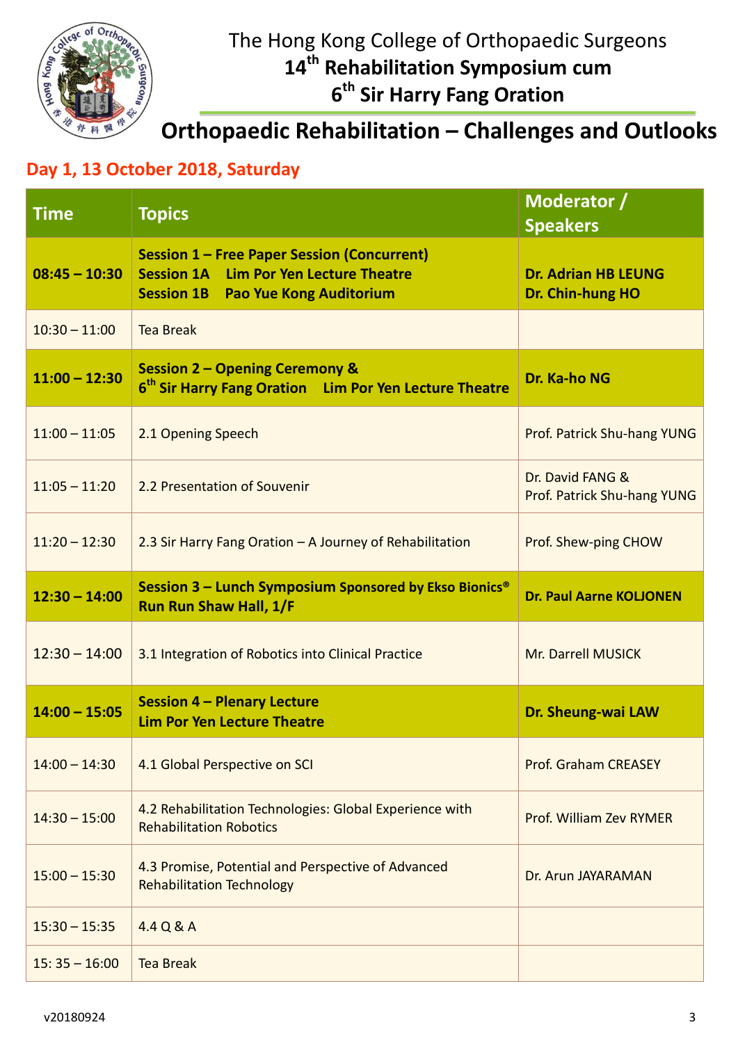# The Hong Kong College of Orthopaedic Surgeons
## 14th Rehabilitation Symposium cum
## 6th Sir Harry Fang Oration

# Orthopaedic Rehabilitation – Challenges and Outlooks

## Day 1, 13 October 2018, Saturday

| Time | Topics | Moderator / Speakers |
|---|---|---|
| **08:45 – 10:30** | **Session 1 – Free Paper Session (Concurrent)**<br>**Session 1A Lim Por Yen Lecture Theatre**<br>**Session 1B Pao Yue Kong Auditorium** | **Dr. Adrian HB LEUNG**<br>**Dr. Chin-hung HO** |
| 10:30 – 11:00 | Tea Break | |
| **11:00 – 12:30** | **Session 2 – Opening Ceremony &**<br>**6th Sir Harry Fang Oration Lim Por Yen Lecture Theatre** | **Dr. Ka-ho NG** |
| 11:00 – 11:05 | 2.1 Opening Speech | Prof. Patrick Shu-hang YUNG |
| 11:05 – 11:20 | 2.2 Presentation of Souvenir | Dr. David FANG &<br>Prof. Patrick Shu-hang YUNG |
| 11:20 – 12:30 | 2.3 Sir Harry Fang Oration – A Journey of Rehabilitation | Prof. Shew-ping CHOW |
| **12:30 – 14:00** | **Session 3 – Lunch Symposium Sponsored by Ekso Bionics®**<br>**Run Run Shaw Hall, 1/F** | **Dr. Paul Aarne KOLJONEN** |
| 12:30 – 14:00 | 3.1 Integration of Robotics into Clinical Practice | Mr. Darrell MUSICK |
| **14:00 – 15:05** | **Session 4 – Plenary Lecture**<br>**Lim Por Yen Lecture Theatre** | **Dr. Sheung-wai LAW** |
| 14:00 – 14:30 | 4.1 Global Perspective on SCI | Prof. Graham CREASEY |
| 14:30 – 15:00 | 4.2 Rehabilitation Technologies: Global Experience with Rehabilitation Robotics | Prof. William Zev RYMER |
| 15:00 – 15:30 | 4.3 Promise, Potential and Perspective of Advanced Rehabilitation Technology | Dr. Arun JAYARAMAN |
| 15:30 – 15:35 | 4.4 Q & A | |
| 15: 35 – 16:00 | Tea Break | |

v20180924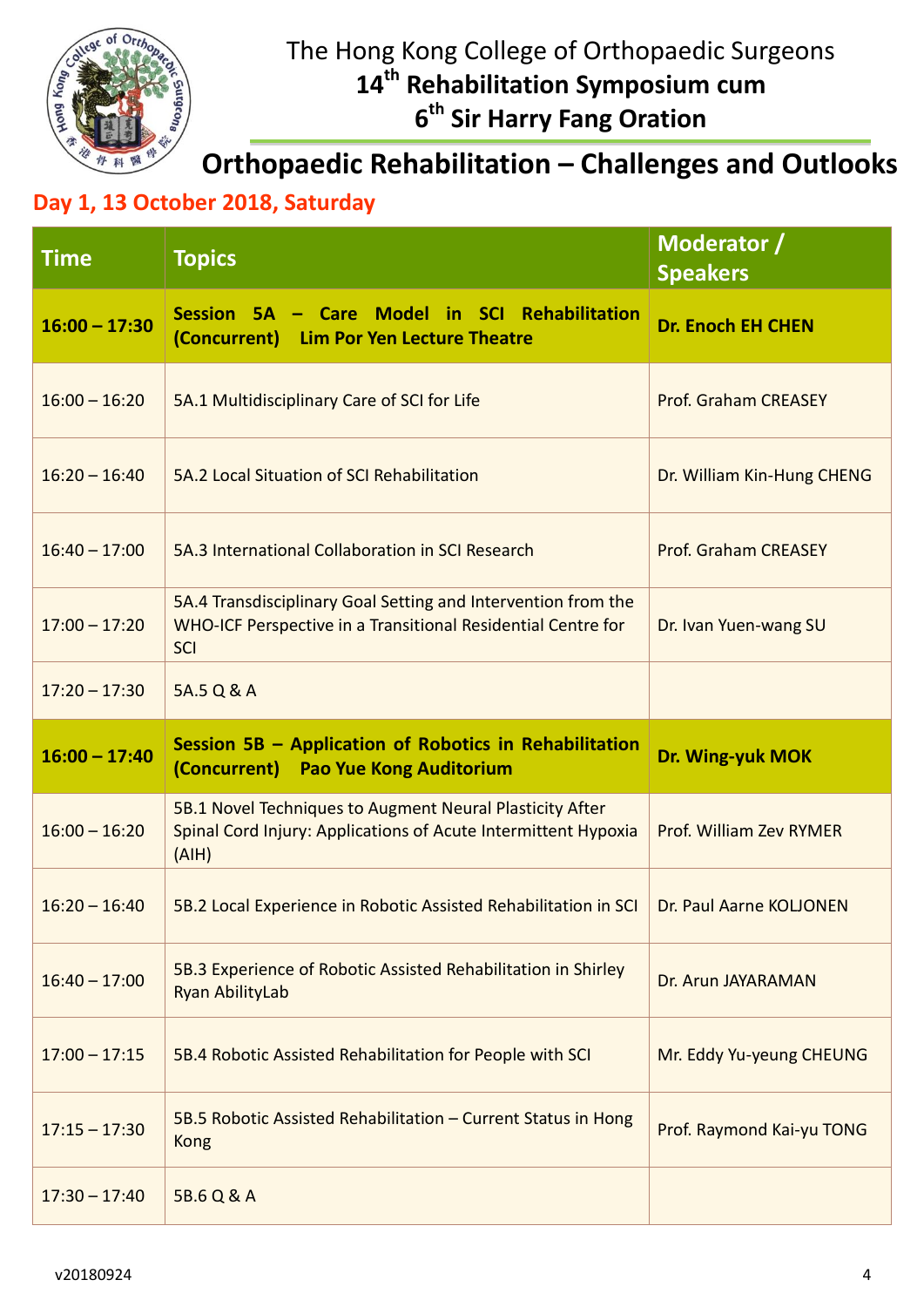# The Hong Kong College of Orthopaedic Surgeons
## 14th Rehabilitation Symposium cum 6th Sir Harry Fang Oration

## Orthopaedic Rehabilitation – Challenges and Outlooks

### Day 1, 13 October 2018, Saturday

| Time | Topics | Moderator / Speakers |
|---|---|---|
| **16:00 – 17:30** | **Session 5A – Care Model in SCI Rehabilitation (Concurrent) Lim Por Yen Lecture Theatre** | **Dr. Enoch EH CHEN** |
| 16:00 – 16:20 | 5A.1 Multidisciplinary Care of SCI for Life | Prof. Graham CREASEY |
| 16:20 – 16:40 | 5A.2 Local Situation of SCI Rehabilitation | Dr. William Kin-Hung CHENG |
| 16:40 – 17:00 | 5A.3 International Collaboration in SCI Research | Prof. Graham CREASEY |
| 17:00 – 17:20 | 5A.4 Transdisciplinary Goal Setting and Intervention from the WHO-ICF Perspective in a Transitional Residential Centre for SCI | Dr. Ivan Yuen-wang SU |
| 17:20 – 17:30 | 5A.5 Q & A | |
| **16:00 – 17:40** | **Session 5B – Application of Robotics in Rehabilitation (Concurrent) Pao Yue Kong Auditorium** | **Dr. Wing-yuk MOK** |
| 16:00 – 16:20 | 5B.1 Novel Techniques to Augment Neural Plasticity After Spinal Cord Injury: Applications of Acute Intermittent Hypoxia (AIH) | Prof. William Zev RYMER |
| 16:20 – 16:40 | 5B.2 Local Experience in Robotic Assisted Rehabilitation in SCI | Dr. Paul Aarne KOLJONEN |
| 16:40 – 17:00 | 5B.3 Experience of Robotic Assisted Rehabilitation in Shirley Ryan AbilityLab | Dr. Arun JAYARAMAN |
| 17:00 – 17:15 | 5B.4 Robotic Assisted Rehabilitation for People with SCI | Mr. Eddy Yu-yeung CHEUNG |
| 17:15 – 17:30 | 5B.5 Robotic Assisted Rehabilitation – Current Status in Hong Kong | Prof. Raymond Kai-yu TONG |
| 17:30 – 17:40 | 5B.6 Q & A | |

v20180924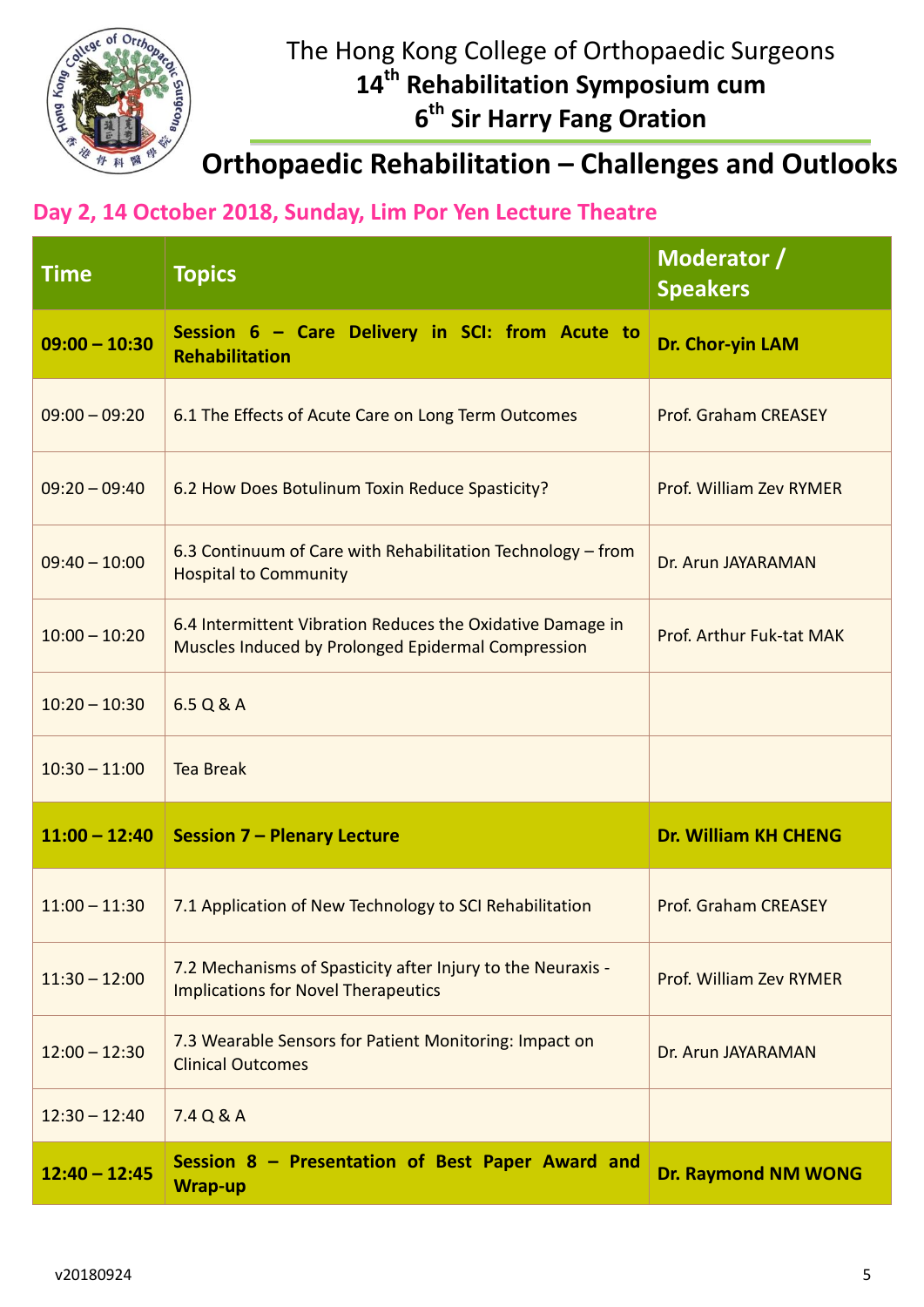# The Hong Kong College of Orthopaedic Surgeons

## 14th Rehabilitation Symposium cum 6th Sir Harry Fang Oration

## Orthopaedic Rehabilitation – Challenges and Outlooks

### Day 2, 14 October 2018, Sunday, Lim Por Yen Lecture Theatre

| Time | Topics | Moderator / Speakers |
|---|---|---|
| **09:00 – 10:30** | **Session 6 – Care Delivery in SCI: from Acute to Rehabilitation** | **Dr. Chor-yin LAM** |
| 09:00 – 09:20 | 6.1 The Effects of Acute Care on Long Term Outcomes | Prof. Graham CREASEY |
| 09:20 – 09:40 | 6.2 How Does Botulinum Toxin Reduce Spasticity? | Prof. William Zev RYMER |
| 09:40 – 10:00 | 6.3 Continuum of Care with Rehabilitation Technology – from Hospital to Community | Dr. Arun JAYARAMAN |
| 10:00 – 10:20 | 6.4 Intermittent Vibration Reduces the Oxidative Damage in Muscles Induced by Prolonged Epidermal Compression | Prof. Arthur Fuk-tat MAK |
| 10:20 – 10:30 | 6.5 Q & A | |
| 10:30 – 11:00 | Tea Break | |
| **11:00 – 12:40** | **Session 7 – Plenary Lecture** | **Dr. William KH CHENG** |
| 11:00 – 11:30 | 7.1 Application of New Technology to SCI Rehabilitation | Prof. Graham CREASEY |
| 11:30 – 12:00 | 7.2 Mechanisms of Spasticity after Injury to the Neuraxis - Implications for Novel Therapeutics | Prof. William Zev RYMER |
| 12:00 – 12:30 | 7.3 Wearable Sensors for Patient Monitoring: Impact on Clinical Outcomes | Dr. Arun JAYARAMAN |
| 12:30 – 12:40 | 7.4 Q & A | |
| **12:40 – 12:45** | **Session 8 – Presentation of Best Paper Award and Wrap-up** | **Dr. Raymond NM WONG** |

v20180924